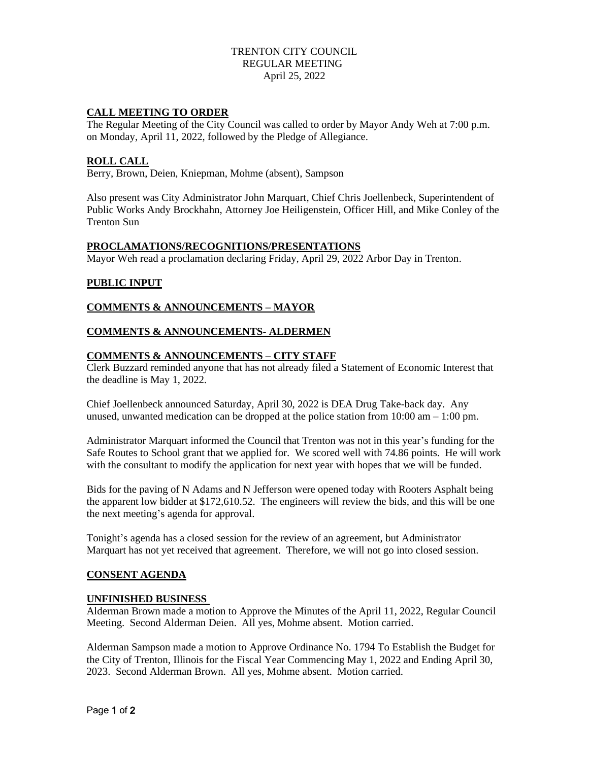TRENTON CITY COUNCIL
REGULAR MEETING
April 25, 2022

## CALL MEETING TO ORDER

The Regular Meeting of the City Council was called to order by Mayor Andy Weh at 7:00 p.m. on Monday, April 11, 2022, followed by the Pledge of Allegiance.

## ROLL CALL

Berry, Brown, Deien, Kniepman, Mohme (absent), Sampson

Also present was City Administrator John Marquart, Chief Chris Joellenbeck, Superintendent of Public Works Andy Brockhahn, Attorney Joe Heiligenstein, Officer Hill, and Mike Conley of the Trenton Sun

## PROCLAMATIONS/RECOGNITIONS/PRESENTATIONS

Mayor Weh read a proclamation declaring Friday, April 29, 2022 Arbor Day in Trenton.

## PUBLIC INPUT

## COMMENTS & ANNOUNCEMENTS – MAYOR

## COMMENTS & ANNOUNCEMENTS- ALDERMEN

## COMMENTS & ANNOUNCEMENTS – CITY STAFF

Clerk Buzzard reminded anyone that has not already filed a Statement of Economic Interest that the deadline is May 1, 2022.

Chief Joellenbeck announced Saturday, April 30, 2022 is DEA Drug Take-back day. Any unused, unwanted medication can be dropped at the police station from 10:00 am – 1:00 pm.

Administrator Marquart informed the Council that Trenton was not in this year's funding for the Safe Routes to School grant that we applied for. We scored well with 74.86 points. He will work with the consultant to modify the application for next year with hopes that we will be funded.

Bids for the paving of N Adams and N Jefferson were opened today with Rooters Asphalt being the apparent low bidder at $172,610.52. The engineers will review the bids, and this will be one the next meeting's agenda for approval.

Tonight's agenda has a closed session for the review of an agreement, but Administrator Marquart has not yet received that agreement. Therefore, we will not go into closed session.

## CONSENT AGENDA

## UNFINISHED BUSINESS

Alderman Brown made a motion to Approve the Minutes of the April 11, 2022, Regular Council Meeting. Second Alderman Deien. All yes, Mohme absent. Motion carried.

Alderman Sampson made a motion to Approve Ordinance No. 1794 To Establish the Budget for the City of Trenton, Illinois for the Fiscal Year Commencing May 1, 2022 and Ending April 30, 2023. Second Alderman Brown. All yes, Mohme absent. Motion carried.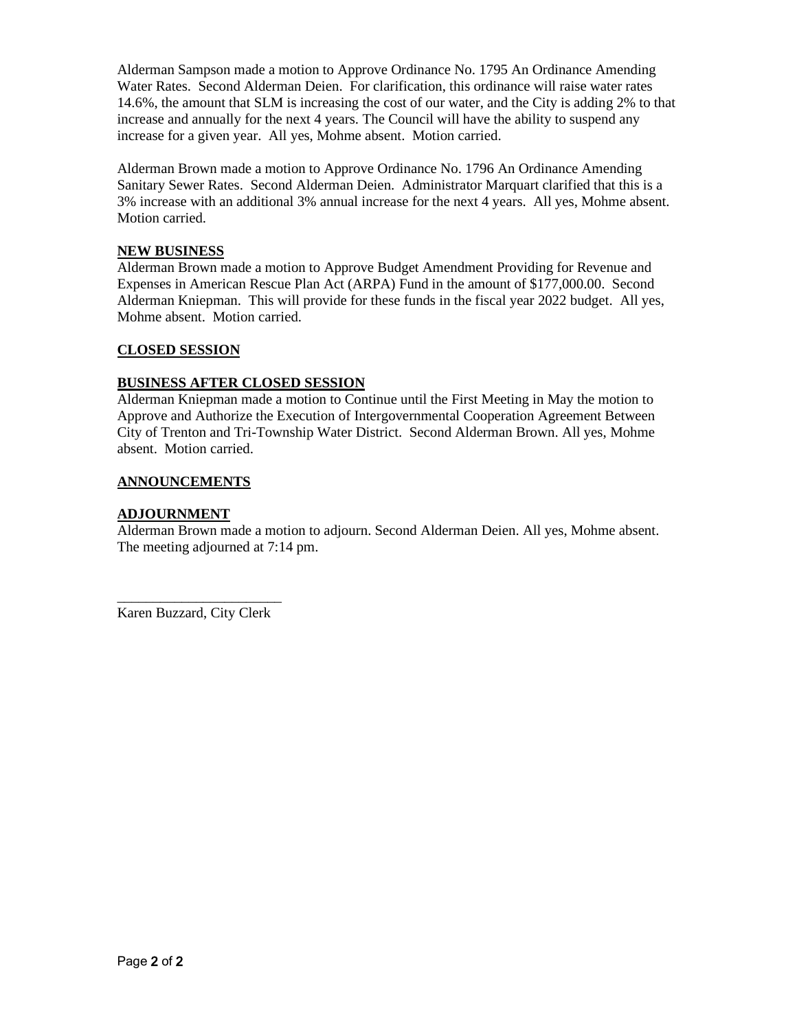Alderman Sampson made a motion to Approve Ordinance No. 1795 An Ordinance Amending Water Rates. Second Alderman Deien. For clarification, this ordinance will raise water rates 14.6%, the amount that SLM is increasing the cost of our water, and the City is adding 2% to that increase and annually for the next 4 years. The Council will have the ability to suspend any increase for a given year. All yes, Mohme absent. Motion carried.

Alderman Brown made a motion to Approve Ordinance No. 1796 An Ordinance Amending Sanitary Sewer Rates. Second Alderman Deien. Administrator Marquart clarified that this is a 3% increase with an additional 3% annual increase for the next 4 years. All yes, Mohme absent. Motion carried.

**NEW BUSINESS**

Alderman Brown made a motion to Approve Budget Amendment Providing for Revenue and Expenses in American Rescue Plan Act (ARPA) Fund in the amount of $177,000.00. Second Alderman Kniepman. This will provide for these funds in the fiscal year 2022 budget. All yes, Mohme absent. Motion carried.

**CLOSED SESSION**

**BUSINESS AFTER CLOSED SESSION**

Alderman Kniepman made a motion to Continue until the First Meeting in May the motion to Approve and Authorize the Execution of Intergovernmental Cooperation Agreement Between City of Trenton and Tri-Township Water District. Second Alderman Brown. All yes, Mohme absent. Motion carried.

**ANNOUNCEMENTS**

**ADJOURNMENT**

Alderman Brown made a motion to adjourn. Second Alderman Deien. All yes, Mohme absent. The meeting adjourned at 7:14 pm.

______________________

Karen Buzzard, City Clerk